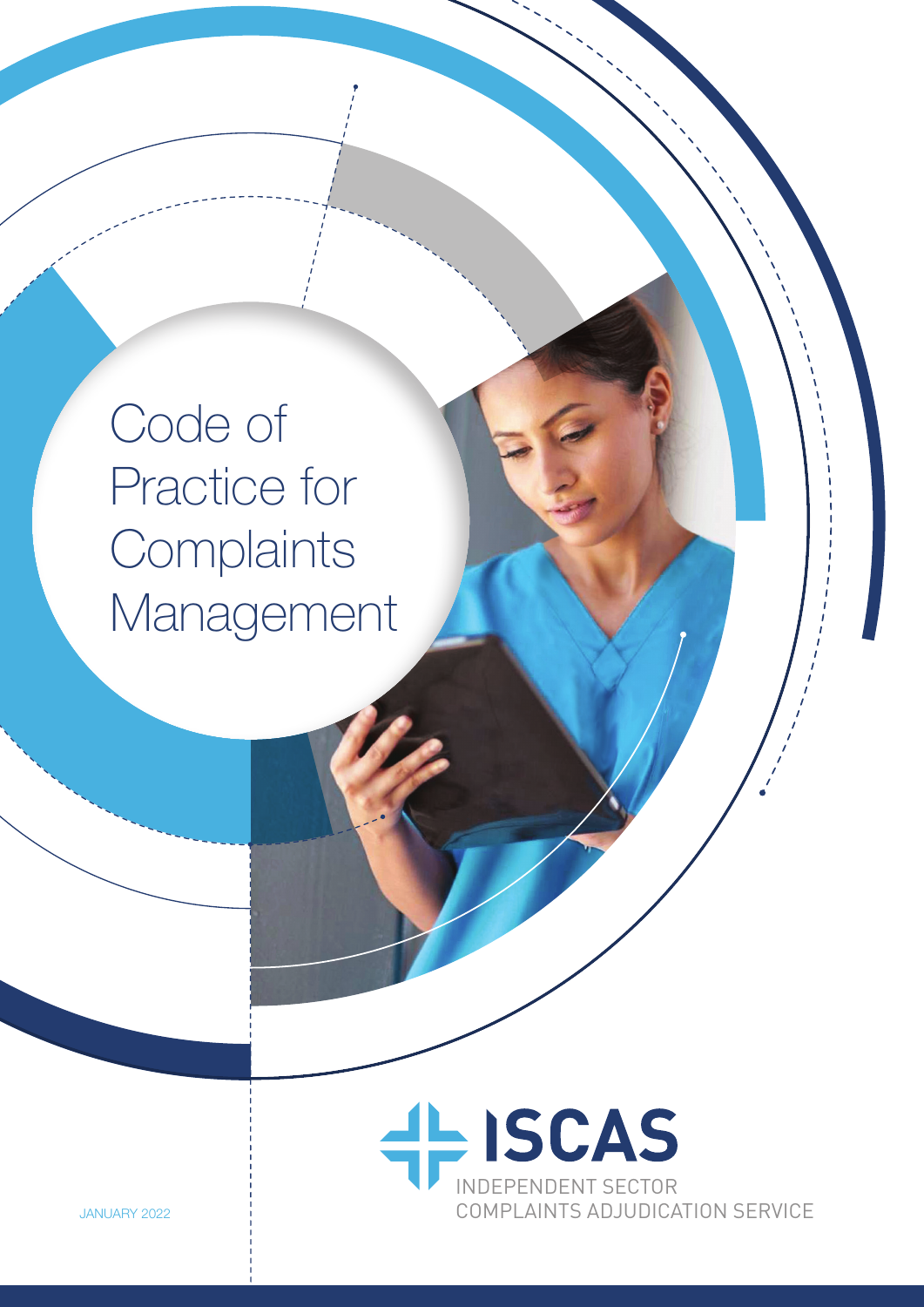# Code of Practice for Complaints Management

ISCAS

INDEPENDENT SECTOR COMPLAINTS ADJUDICATION SERVICE

JANUARY 2022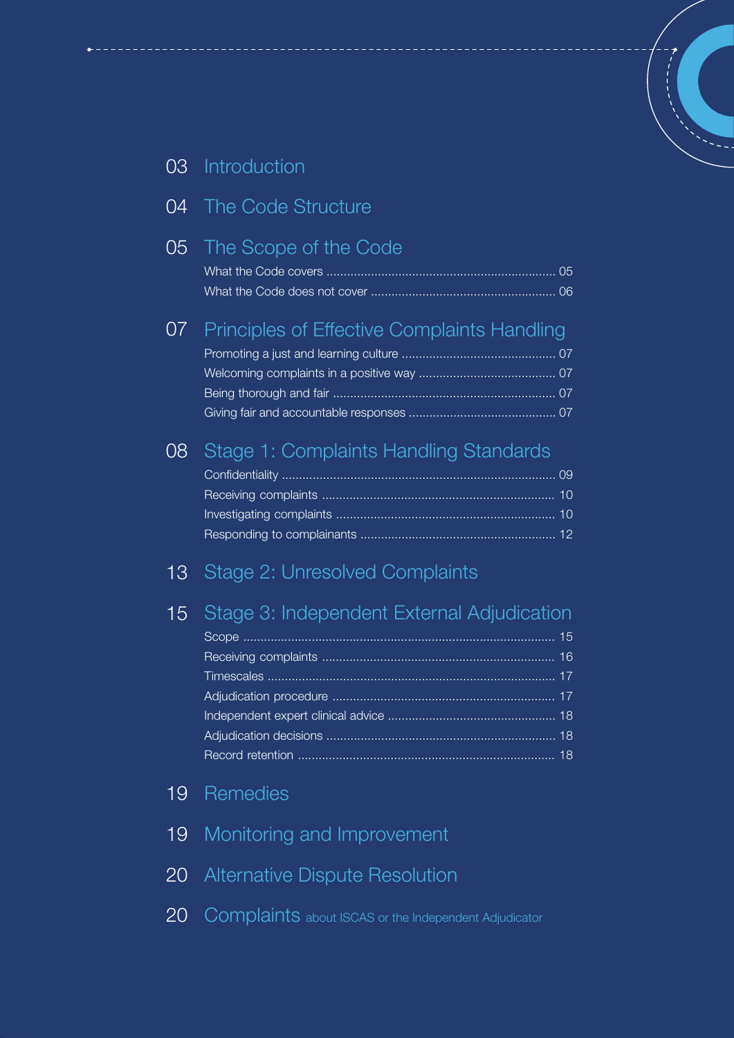03 Introduction

04 The Code Structure

05 The Scope of the Code

- What the Code covers ..... 05
- What the Code does not cover ..... 06

07 Principles of Effective Complaints Handling

- Promoting a just and learning culture ..... 07
- Welcoming complaints in a positive way ..... 07
- Being thorough and fair ..... 07
- Giving fair and accountable responses ..... 07

08 Stage 1: Complaints Handling Standards

- Confidentiality ..... 09
- Receiving complaints ..... 10
- Investigating complaints ..... 10
- Responding to complainants ..... 12

13 Stage 2: Unresolved Complaints

15 Stage 3: Independent External Adjudication

- Scope ..... 15
- Receiving complaints ..... 16
- Timescales ..... 17
- Adjudication procedure ..... 17
- Independent expert clinical advice ..... 18
- Adjudication decisions ..... 18
- Record retention ..... 18

19 Remedies

19 Monitoring and Improvement

20 Alternative Dispute Resolution

20 Complaints about ISCAS or the Independent Adjudicator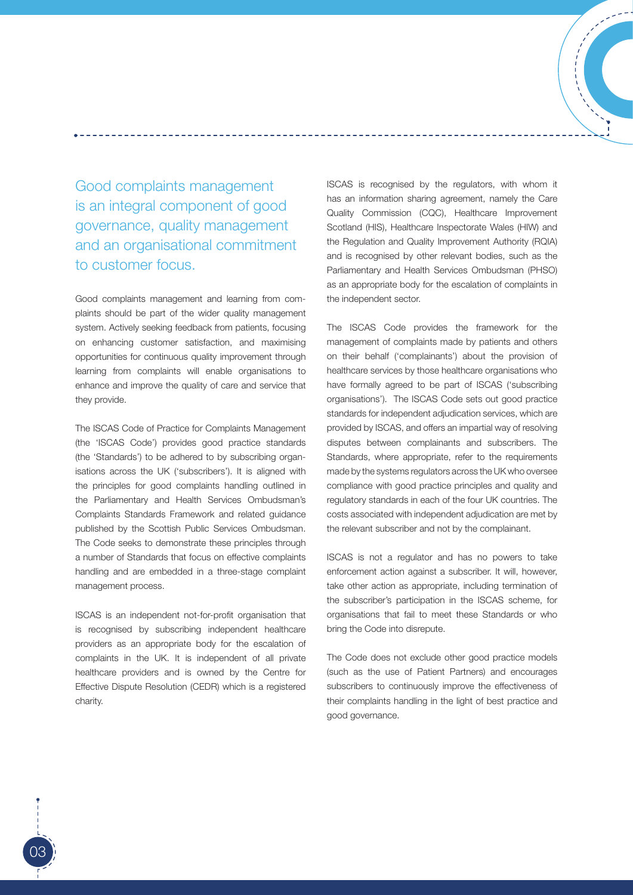## Good complaints management is an integral component of good governance, quality management and an organisational commitment to customer focus.

Good complaints management and learning from complaints should be part of the wider quality management system. Actively seeking feedback from patients, focusing on enhancing customer satisfaction, and maximising opportunities for continuous quality improvement through learning from complaints will enable organisations to enhance and improve the quality of care and service that they provide.

The ISCAS Code of Practice for Complaints Management (the 'ISCAS Code') provides good practice standards (the 'Standards') to be adhered to by subscribing organisations across the UK ('subscribers'). It is aligned with the principles for good complaints handling outlined in the Parliamentary and Health Services Ombudsman's Complaints Standards Framework and related guidance published by the Scottish Public Services Ombudsman. The Code seeks to demonstrate these principles through a number of Standards that focus on effective complaints handling and are embedded in a three-stage complaint management process.

ISCAS is an independent not-for-profit organisation that is recognised by subscribing independent healthcare providers as an appropriate body for the escalation of complaints in the UK. It is independent of all private healthcare providers and is owned by the Centre for Effective Dispute Resolution (CEDR) which is a registered charity.

ISCAS is recognised by the regulators, with whom it has an information sharing agreement, namely the Care Quality Commission (CQC), Healthcare Improvement Scotland (HIS), Healthcare Inspectorate Wales (HIW) and the Regulation and Quality Improvement Authority (RQIA) and is recognised by other relevant bodies, such as the Parliamentary and Health Services Ombudsman (PHSO) as an appropriate body for the escalation of complaints in the independent sector.

The ISCAS Code provides the framework for the management of complaints made by patients and others on their behalf ('complainants') about the provision of healthcare services by those healthcare organisations who have formally agreed to be part of ISCAS ('subscribing organisations'). The ISCAS Code sets out good practice standards for independent adjudication services, which are provided by ISCAS, and offers an impartial way of resolving disputes between complainants and subscribers. The Standards, where appropriate, refer to the requirements made by the systems regulators across the UK who oversee compliance with good practice principles and quality and regulatory standards in each of the four UK countries. The costs associated with independent adjudication are met by the relevant subscriber and not by the complainant.

ISCAS is not a regulator and has no powers to take enforcement action against a subscriber. It will, however, take other action as appropriate, including termination of the subscriber's participation in the ISCAS scheme, for organisations that fail to meet these Standards or who bring the Code into disrepute.

The Code does not exclude other good practice models (such as the use of Patient Partners) and encourages subscribers to continuously improve the effectiveness of their complaints handling in the light of best practice and good governance.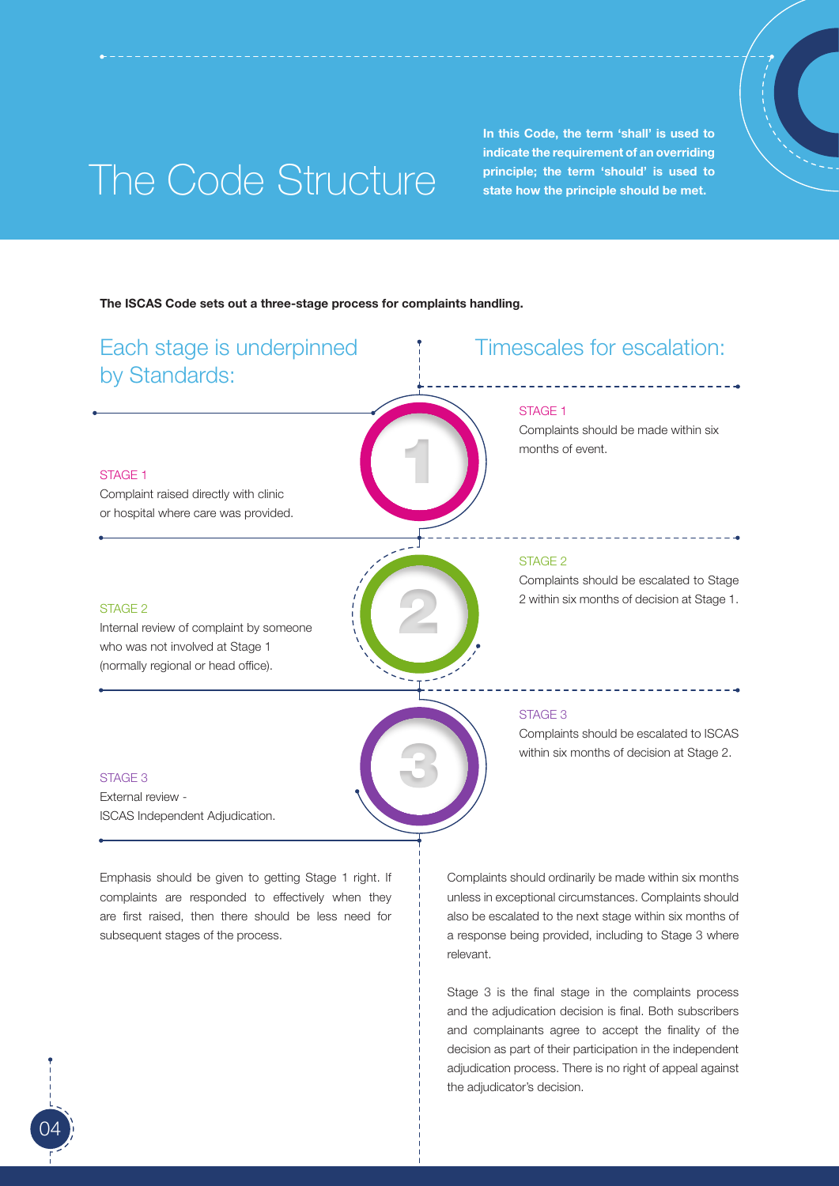# The Code Structure

**In this Code, the term 'shall' is used to indicate the requirement of an overriding principle; the term 'should' is used to state how the principle should be met.**

**The ISCAS Code sets out a three-stage process for complaints handling.**

## Each stage is underpinned by Standards:

STAGE 1
Complaint raised directly with clinic or hospital where care was provided.

STAGE 2
Internal review of complaint by someone who was not involved at Stage 1 (normally regional or head office).

STAGE 3
External review - ISCAS Independent Adjudication.

## Timescales for escalation:

STAGE 1
Complaints should be made within six months of event.

STAGE 2
Complaints should be escalated to Stage 2 within six months of decision at Stage 1.

STAGE 3
Complaints should be escalated to ISCAS within six months of decision at Stage 2.

Emphasis should be given to getting Stage 1 right. If complaints are responded to effectively when they are first raised, then there should be less need for subsequent stages of the process.

Complaints should ordinarily be made within six months unless in exceptional circumstances. Complaints should also be escalated to the next stage within six months of a response being provided, including to Stage 3 where relevant.

Stage 3 is the final stage in the complaints process and the adjudication decision is final. Both subscribers and complainants agree to accept the finality of the decision as part of their participation in the independent adjudication process. There is no right of appeal against the adjudicator's decision.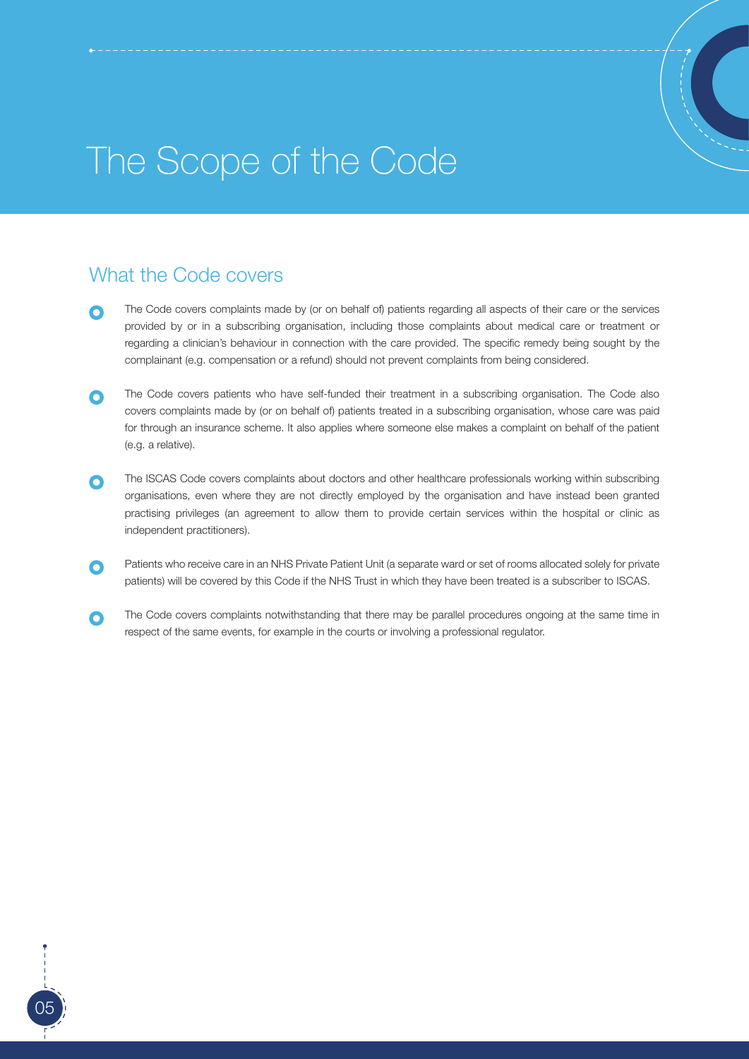# The Scope of the Code

## What the Code covers

- The Code covers complaints made by (or on behalf of) patients regarding all aspects of their care or the services provided by or in a subscribing organisation, including those complaints about medical care or treatment or regarding a clinician's behaviour in connection with the care provided. The specific remedy being sought by the complainant (e.g. compensation or a refund) should not prevent complaints from being considered.

- The Code covers patients who have self-funded their treatment in a subscribing organisation. The Code also covers complaints made by (or on behalf of) patients treated in a subscribing organisation, whose care was paid for through an insurance scheme. It also applies where someone else makes a complaint on behalf of the patient (e.g. a relative).

- The ISCAS Code covers complaints about doctors and other healthcare professionals working within subscribing organisations, even where they are not directly employed by the organisation and have instead been granted practising privileges (an agreement to allow them to provide certain services within the hospital or clinic as independent practitioners).

- Patients who receive care in an NHS Private Patient Unit (a separate ward or set of rooms allocated solely for private patients) will be covered by this Code if the NHS Trust in which they have been treated is a subscriber to ISCAS.

- The Code covers complaints notwithstanding that there may be parallel procedures ongoing at the same time in respect of the same events, for example in the courts or involving a professional regulator.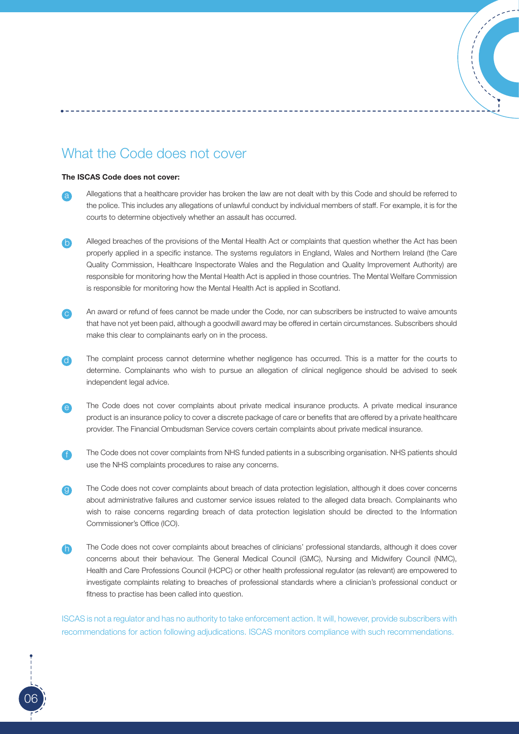## What the Code does not cover

**The ISCAS Code does not cover:**

a. Allegations that a healthcare provider has broken the law are not dealt with by this Code and should be referred to the police. This includes any allegations of unlawful conduct by individual members of staff. For example, it is for the courts to determine objectively whether an assault has occurred.

b. Alleged breaches of the provisions of the Mental Health Act or complaints that question whether the Act has been properly applied in a specific instance. The systems regulators in England, Wales and Northern Ireland (the Care Quality Commission, Healthcare Inspectorate Wales and the Regulation and Quality Improvement Authority) are responsible for monitoring how the Mental Health Act is applied in those countries. The Mental Welfare Commission is responsible for monitoring how the Mental Health Act is applied in Scotland.

c. An award or refund of fees cannot be made under the Code, nor can subscribers be instructed to waive amounts that have not yet been paid, although a goodwill award may be offered in certain circumstances. Subscribers should make this clear to complainants early on in the process.

d. The complaint process cannot determine whether negligence has occurred. This is a matter for the courts to determine. Complainants who wish to pursue an allegation of clinical negligence should be advised to seek independent legal advice.

e. The Code does not cover complaints about private medical insurance products. A private medical insurance product is an insurance policy to cover a discrete package of care or benefits that are offered by a private healthcare provider. The Financial Ombudsman Service covers certain complaints about private medical insurance.

f. The Code does not cover complaints from NHS funded patients in a subscribing organisation. NHS patients should use the NHS complaints procedures to raise any concerns.

g. The Code does not cover complaints about breach of data protection legislation, although it does cover concerns about administrative failures and customer service issues related to the alleged data breach. Complainants who wish to raise concerns regarding breach of data protection legislation should be directed to the Information Commissioner's Office (ICO).

h. The Code does not cover complaints about breaches of clinicians' professional standards, although it does cover concerns about their behaviour. The General Medical Council (GMC), Nursing and Midwifery Council (NMC), Health and Care Professions Council (HCPC) or other health professional regulator (as relevant) are empowered to investigate complaints relating to breaches of professional standards where a clinician's professional conduct or fitness to practise has been called into question.

ISCAS is not a regulator and has no authority to take enforcement action. It will, however, provide subscribers with recommendations for action following adjudications. ISCAS monitors compliance with such recommendations.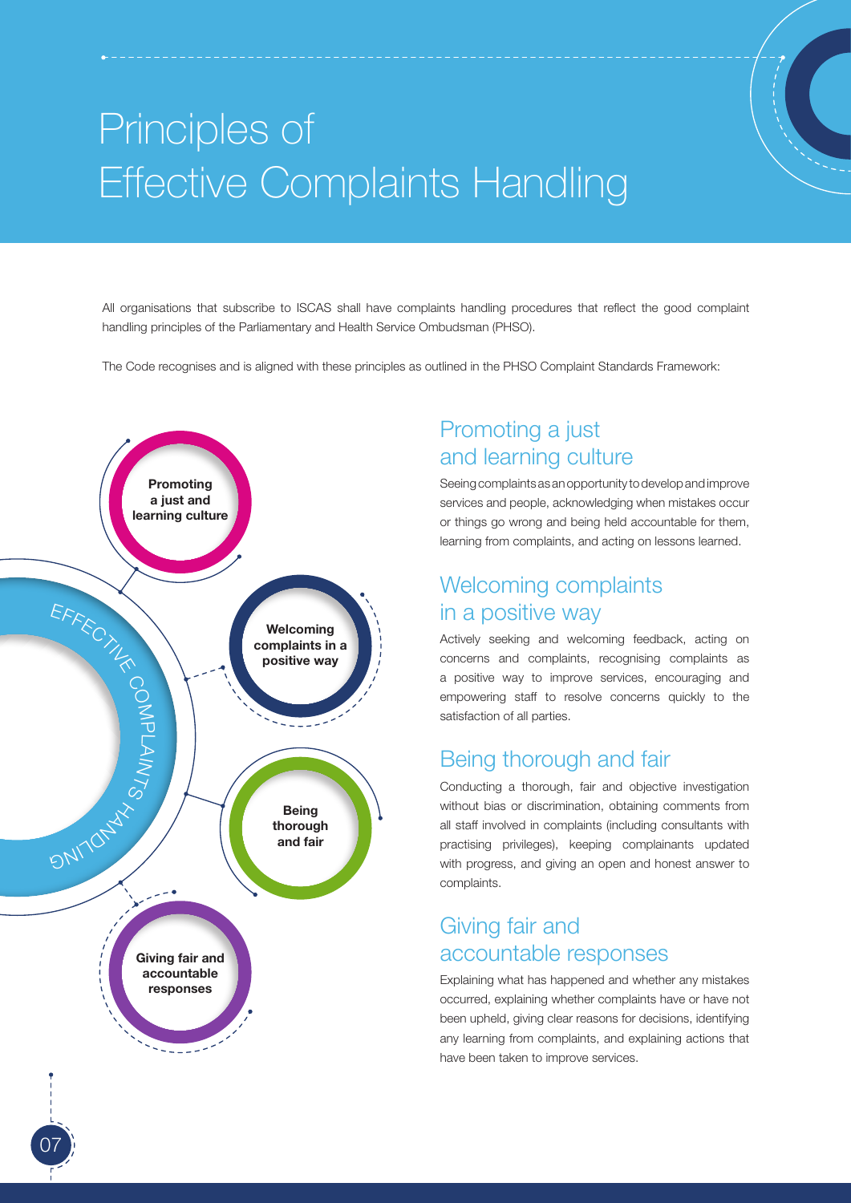# Principles of Effective Complaints Handling

All organisations that subscribe to ISCAS shall have complaints handling procedures that reflect the good complaint handling principles of the Parliamentary and Health Service Ombudsman (PHSO).

The Code recognises and is aligned with these principles as outlined in the PHSO Complaint Standards Framework:

EFFECTIVE COMPLAINTS HANDLING

- **Promoting a just and learning culture**
- **Welcoming complaints in a positive way**
- **Being thorough and fair**
- **Giving fair and accountable responses**

## Promoting a just and learning culture

Seeing complaints as an opportunity to develop and improve services and people, acknowledging when mistakes occur or things go wrong and being held accountable for them, learning from complaints, and acting on lessons learned.

## Welcoming complaints in a positive way

Actively seeking and welcoming feedback, acting on concerns and complaints, recognising complaints as a positive way to improve services, encouraging and empowering staff to resolve concerns quickly to the satisfaction of all parties.

## Being thorough and fair

Conducting a thorough, fair and objective investigation without bias or discrimination, obtaining comments from all staff involved in complaints (including consultants with practising privileges), keeping complainants updated with progress, and giving an open and honest answer to complaints.

## Giving fair and accountable responses

Explaining what has happened and whether any mistakes occurred, explaining whether complaints have or have not been upheld, giving clear reasons for decisions, identifying any learning from complaints, and explaining actions that have been taken to improve services.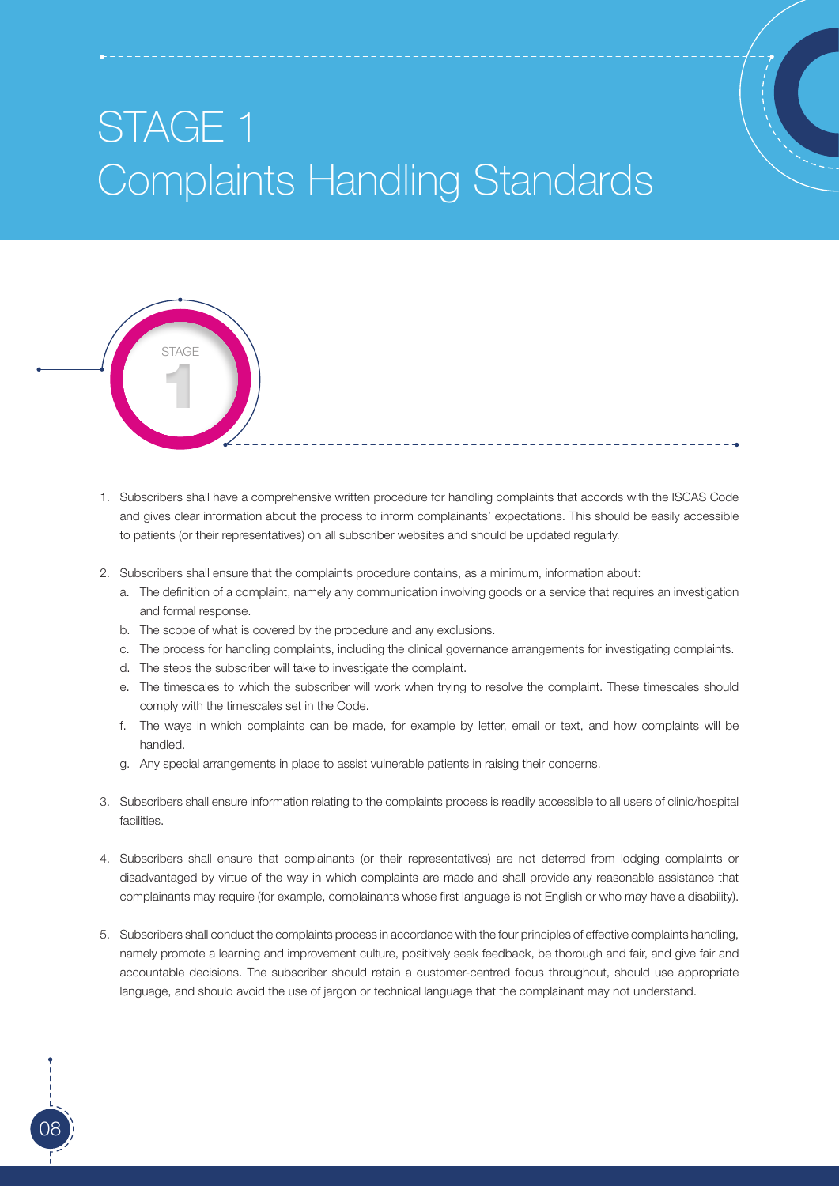# STAGE 1
## Complaints Handling Standards

STAGE 1

1. Subscribers shall have a comprehensive written procedure for handling complaints that accords with the ISCAS Code and gives clear information about the process to inform complainants' expectations. This should be easily accessible to patients (or their representatives) on all subscriber websites and should be updated regularly.

2. Subscribers shall ensure that the complaints procedure contains, as a minimum, information about:
   a. The definition of a complaint, namely any communication involving goods or a service that requires an investigation and formal response.
   b. The scope of what is covered by the procedure and any exclusions.
   c. The process for handling complaints, including the clinical governance arrangements for investigating complaints.
   d. The steps the subscriber will take to investigate the complaint.
   e. The timescales to which the subscriber will work when trying to resolve the complaint. These timescales should comply with the timescales set in the Code.
   f. The ways in which complaints can be made, for example by letter, email or text, and how complaints will be handled.
   g. Any special arrangements in place to assist vulnerable patients in raising their concerns.

3. Subscribers shall ensure information relating to the complaints process is readily accessible to all users of clinic/hospital facilities.

4. Subscribers shall ensure that complainants (or their representatives) are not deterred from lodging complaints or disadvantaged by virtue of the way in which complaints are made and shall provide any reasonable assistance that complainants may require (for example, complainants whose first language is not English or who may have a disability).

5. Subscribers shall conduct the complaints process in accordance with the four principles of effective complaints handling, namely promote a learning and improvement culture, positively seek feedback, be thorough and fair, and give fair and accountable decisions. The subscriber should retain a customer-centred focus throughout, should use appropriate language, and should avoid the use of jargon or technical language that the complainant may not understand.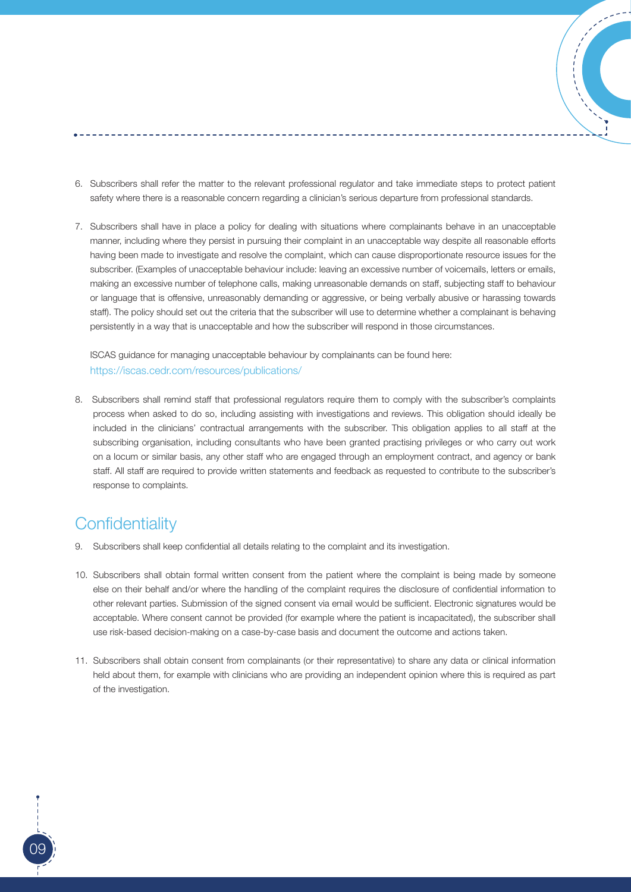6. Subscribers shall refer the matter to the relevant professional regulator and take immediate steps to protect patient safety where there is a reasonable concern regarding a clinician's serious departure from professional standards.

7. Subscribers shall have in place a policy for dealing with situations where complainants behave in an unacceptable manner, including where they persist in pursuing their complaint in an unacceptable way despite all reasonable efforts having been made to investigate and resolve the complaint, which can cause disproportionate resource issues for the subscriber. (Examples of unacceptable behaviour include: leaving an excessive number of voicemails, letters or emails, making an excessive number of telephone calls, making unreasonable demands on staff, subjecting staff to behaviour or language that is offensive, unreasonably demanding or aggressive, or being verbally abusive or harassing towards staff). The policy should set out the criteria that the subscriber will use to determine whether a complainant is behaving persistently in a way that is unacceptable and how the subscriber will respond in those circumstances.

   ISCAS guidance for managing unacceptable behaviour by complainants can be found here: https://iscas.cedr.com/resources/publications/

8. Subscribers shall remind staff that professional regulators require them to comply with the subscriber's complaints process when asked to do so, including assisting with investigations and reviews. This obligation should ideally be included in the clinicians' contractual arrangements with the subscriber. This obligation applies to all staff at the subscribing organisation, including consultants who have been granted practising privileges or who carry out work on a locum or similar basis, any other staff who are engaged through an employment contract, and agency or bank staff. All staff are required to provide written statements and feedback as requested to contribute to the subscriber's response to complaints.

## Confidentiality

9. Subscribers shall keep confidential all details relating to the complaint and its investigation.

10. Subscribers shall obtain formal written consent from the patient where the complaint is being made by someone else on their behalf and/or where the handling of the complaint requires the disclosure of confidential information to other relevant parties. Submission of the signed consent via email would be sufficient. Electronic signatures would be acceptable. Where consent cannot be provided (for example where the patient is incapacitated), the subscriber shall use risk-based decision-making on a case-by-case basis and document the outcome and actions taken.

11. Subscribers shall obtain consent from complainants (or their representative) to share any data or clinical information held about them, for example with clinicians who are providing an independent opinion where this is required as part of the investigation.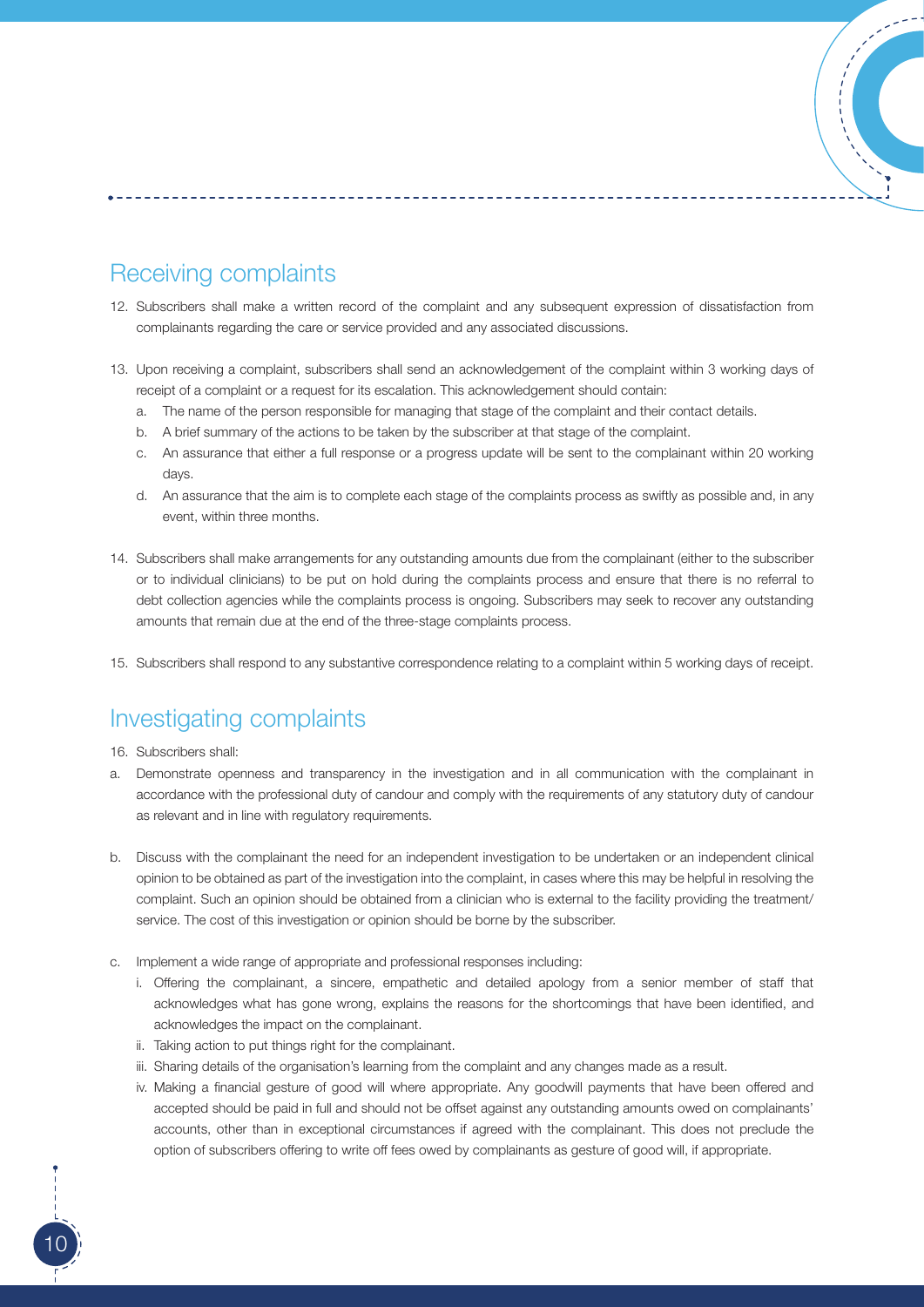## Receiving complaints

12. Subscribers shall make a written record of the complaint and any subsequent expression of dissatisfaction from complainants regarding the care or service provided and any associated discussions.

13. Upon receiving a complaint, subscribers shall send an acknowledgement of the complaint within 3 working days of receipt of a complaint or a request for its escalation. This acknowledgement should contain:
    a. The name of the person responsible for managing that stage of the complaint and their contact details.
    b. A brief summary of the actions to be taken by the subscriber at that stage of the complaint.
    c. An assurance that either a full response or a progress update will be sent to the complainant within 20 working days.
    d. An assurance that the aim is to complete each stage of the complaints process as swiftly as possible and, in any event, within three months.

14. Subscribers shall make arrangements for any outstanding amounts due from the complainant (either to the subscriber or to individual clinicians) to be put on hold during the complaints process and ensure that there is no referral to debt collection agencies while the complaints process is ongoing. Subscribers may seek to recover any outstanding amounts that remain due at the end of the three-stage complaints process.

15. Subscribers shall respond to any substantive correspondence relating to a complaint within 5 working days of receipt.

## Investigating complaints

16. Subscribers shall:

a. Demonstrate openness and transparency in the investigation and in all communication with the complainant in accordance with the professional duty of candour and comply with the requirements of any statutory duty of candour as relevant and in line with regulatory requirements.

b. Discuss with the complainant the need for an independent investigation to be undertaken or an independent clinical opinion to be obtained as part of the investigation into the complaint, in cases where this may be helpful in resolving the complaint. Such an opinion should be obtained from a clinician who is external to the facility providing the treatment/service. The cost of this investigation or opinion should be borne by the subscriber.

c. Implement a wide range of appropriate and professional responses including:
    i. Offering the complainant, a sincere, empathetic and detailed apology from a senior member of staff that acknowledges what has gone wrong, explains the reasons for the shortcomings that have been identified, and acknowledges the impact on the complainant.
    ii. Taking action to put things right for the complainant.
    iii. Sharing details of the organisation's learning from the complaint and any changes made as a result.
    iv. Making a financial gesture of good will where appropriate. Any goodwill payments that have been offered and accepted should be paid in full and should not be offset against any outstanding amounts owed on complainants' accounts, other than in exceptional circumstances if agreed with the complainant. This does not preclude the option of subscribers offering to write off fees owed by complainants as gesture of good will, if appropriate.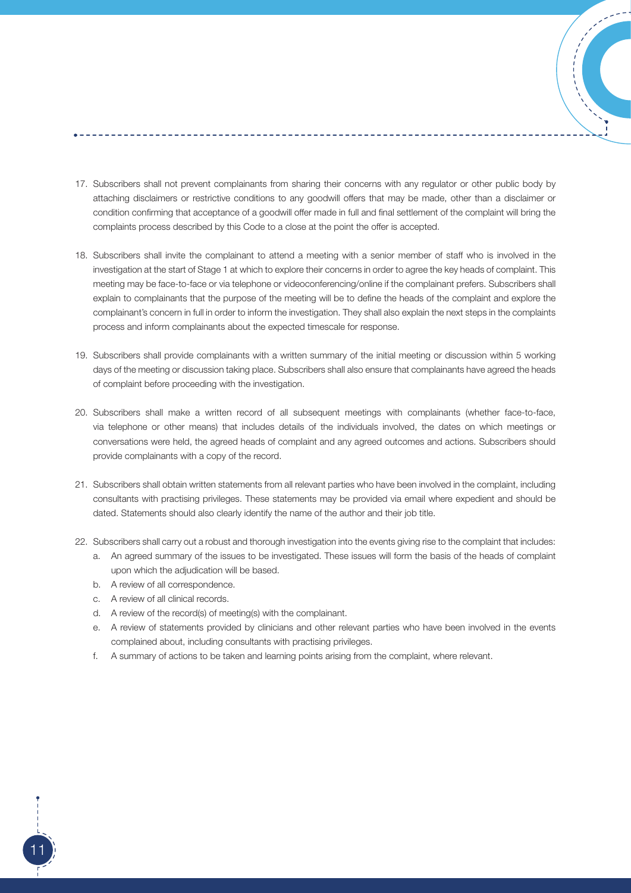17. Subscribers shall not prevent complainants from sharing their concerns with any regulator or other public body by attaching disclaimers or restrictive conditions to any goodwill offers that may be made, other than a disclaimer or condition confirming that acceptance of a goodwill offer made in full and final settlement of the complaint will bring the complaints process described by this Code to a close at the point the offer is accepted.

18. Subscribers shall invite the complainant to attend a meeting with a senior member of staff who is involved in the investigation at the start of Stage 1 at which to explore their concerns in order to agree the key heads of complaint. This meeting may be face-to-face or via telephone or videoconferencing/online if the complainant prefers. Subscribers shall explain to complainants that the purpose of the meeting will be to define the heads of the complaint and explore the complainant's concern in full in order to inform the investigation. They shall also explain the next steps in the complaints process and inform complainants about the expected timescale for response.

19. Subscribers shall provide complainants with a written summary of the initial meeting or discussion within 5 working days of the meeting or discussion taking place. Subscribers shall also ensure that complainants have agreed the heads of complaint before proceeding with the investigation.

20. Subscribers shall make a written record of all subsequent meetings with complainants (whether face-to-face, via telephone or other means) that includes details of the individuals involved, the dates on which meetings or conversations were held, the agreed heads of complaint and any agreed outcomes and actions. Subscribers should provide complainants with a copy of the record.

21. Subscribers shall obtain written statements from all relevant parties who have been involved in the complaint, including consultants with practising privileges. These statements may be provided via email where expedient and should be dated. Statements should also clearly identify the name of the author and their job title.

22. Subscribers shall carry out a robust and thorough investigation into the events giving rise to the complaint that includes:
    a. An agreed summary of the issues to be investigated. These issues will form the basis of the heads of complaint upon which the adjudication will be based.
    b. A review of all correspondence.
    c. A review of all clinical records.
    d. A review of the record(s) of meeting(s) with the complainant.
    e. A review of statements provided by clinicians and other relevant parties who have been involved in the events complained about, including consultants with practising privileges.
    f. A summary of actions to be taken and learning points arising from the complaint, where relevant.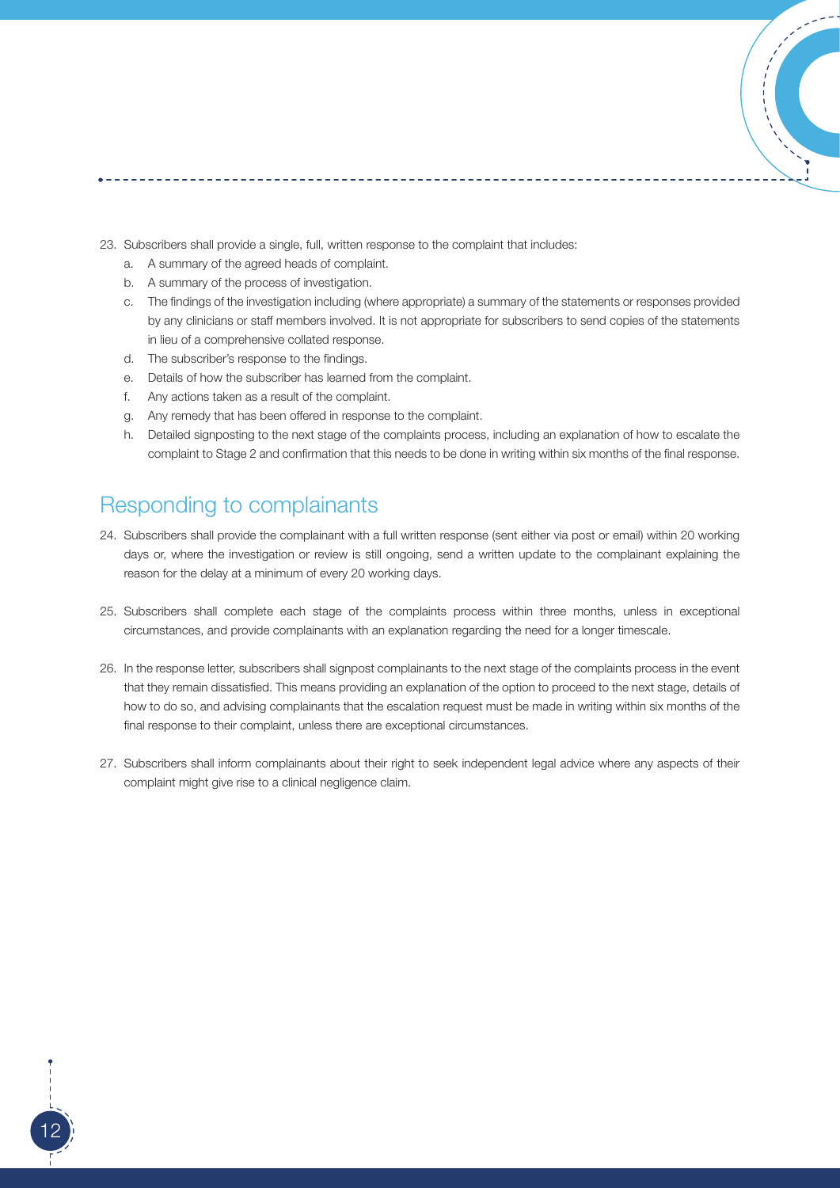23. Subscribers shall provide a single, full, written response to the complaint that includes:
    a. A summary of the agreed heads of complaint.
    b. A summary of the process of investigation.
    c. The findings of the investigation including (where appropriate) a summary of the statements or responses provided by any clinicians or staff members involved. It is not appropriate for subscribers to send copies of the statements in lieu of a comprehensive collated response.
    d. The subscriber's response to the findings.
    e. Details of how the subscriber has learned from the complaint.
    f. Any actions taken as a result of the complaint.
    g. Any remedy that has been offered in response to the complaint.
    h. Detailed signposting to the next stage of the complaints process, including an explanation of how to escalate the complaint to Stage 2 and confirmation that this needs to be done in writing within six months of the final response.

## Responding to complainants

24. Subscribers shall provide the complainant with a full written response (sent either via post or email) within 20 working days or, where the investigation or review is still ongoing, send a written update to the complainant explaining the reason for the delay at a minimum of every 20 working days.

25. Subscribers shall complete each stage of the complaints process within three months, unless in exceptional circumstances, and provide complainants with an explanation regarding the need for a longer timescale.

26. In the response letter, subscribers shall signpost complainants to the next stage of the complaints process in the event that they remain dissatisfied. This means providing an explanation of the option to proceed to the next stage, details of how to do so, and advising complainants that the escalation request must be made in writing within six months of the final response to their complaint, unless there are exceptional circumstances.

27. Subscribers shall inform complainants about their right to seek independent legal advice where any aspects of their complaint might give rise to a clinical negligence claim.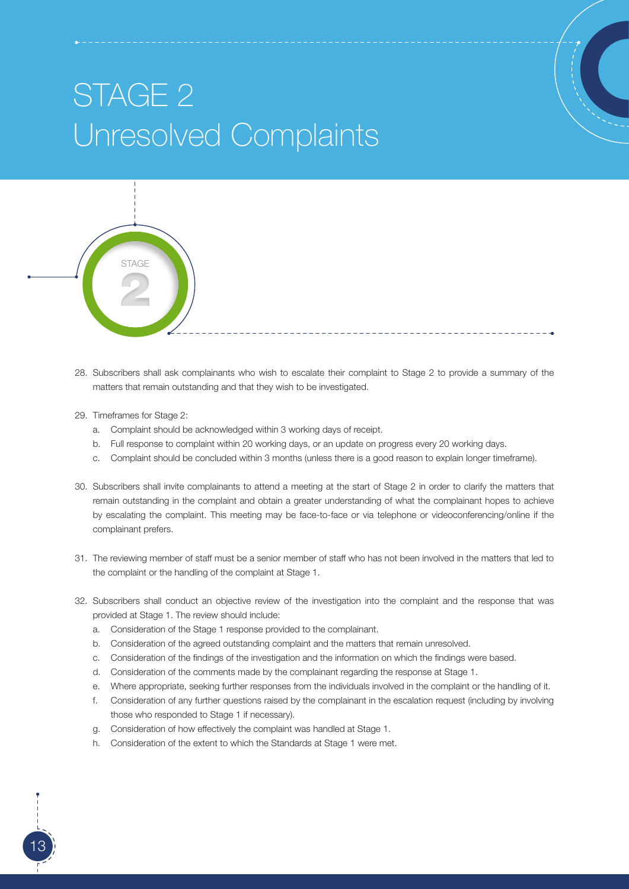# STAGE 2 Unresolved Complaints

28. Subscribers shall ask complainants who wish to escalate their complaint to Stage 2 to provide a summary of the matters that remain outstanding and that they wish to be investigated.

29. Timeframes for Stage 2:
    a. Complaint should be acknowledged within 3 working days of receipt.
    b. Full response to complaint within 20 working days, or an update on progress every 20 working days.
    c. Complaint should be concluded within 3 months (unless there is a good reason to explain longer timeframe).

30. Subscribers shall invite complainants to attend a meeting at the start of Stage 2 in order to clarify the matters that remain outstanding in the complaint and obtain a greater understanding of what the complainant hopes to achieve by escalating the complaint. This meeting may be face-to-face or via telephone or videoconferencing/online if the complainant prefers.

31. The reviewing member of staff must be a senior member of staff who has not been involved in the matters that led to the complaint or the handling of the complaint at Stage 1.

32. Subscribers shall conduct an objective review of the investigation into the complaint and the response that was provided at Stage 1. The review should include:
    a. Consideration of the Stage 1 response provided to the complainant.
    b. Consideration of the agreed outstanding complaint and the matters that remain unresolved.
    c. Consideration of the findings of the investigation and the information on which the findings were based.
    d. Consideration of the comments made by the complainant regarding the response at Stage 1.
    e. Where appropriate, seeking further responses from the individuals involved in the complaint or the handling of it.
    f. Consideration of any further questions raised by the complainant in the escalation request (including by involving those who responded to Stage 1 if necessary).
    g. Consideration of how effectively the complaint was handled at Stage 1.
    h. Consideration of the extent to which the Standards at Stage 1 were met.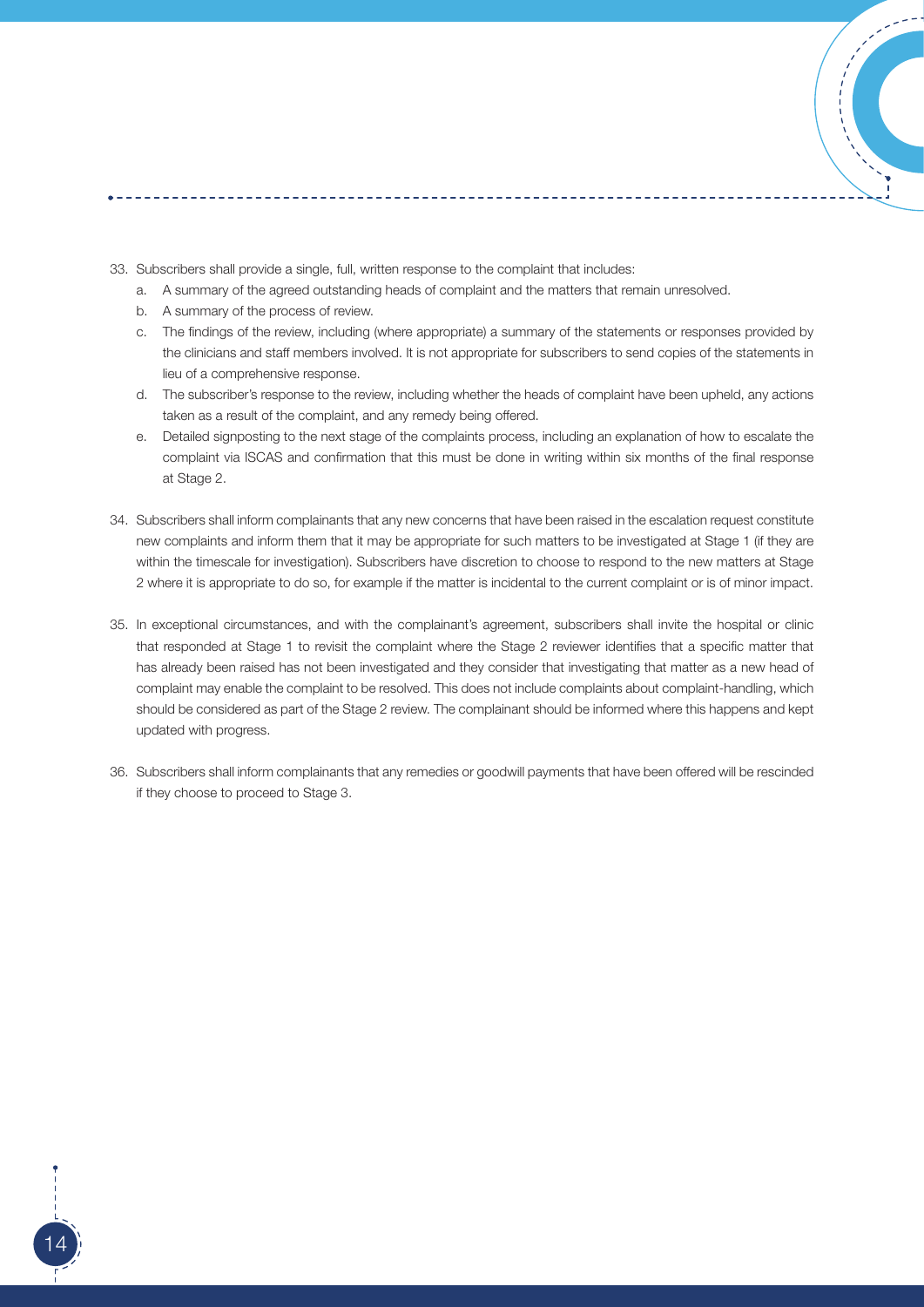33. Subscribers shall provide a single, full, written response to the complaint that includes:
    a. A summary of the agreed outstanding heads of complaint and the matters that remain unresolved.
    b. A summary of the process of review.
    c. The findings of the review, including (where appropriate) a summary of the statements or responses provided by the clinicians and staff members involved. It is not appropriate for subscribers to send copies of the statements in lieu of a comprehensive response.
    d. The subscriber's response to the review, including whether the heads of complaint have been upheld, any actions taken as a result of the complaint, and any remedy being offered.
    e. Detailed signposting to the next stage of the complaints process, including an explanation of how to escalate the complaint via ISCAS and confirmation that this must be done in writing within six months of the final response at Stage 2.

34. Subscribers shall inform complainants that any new concerns that have been raised in the escalation request constitute new complaints and inform them that it may be appropriate for such matters to be investigated at Stage 1 (if they are within the timescale for investigation). Subscribers have discretion to choose to respond to the new matters at Stage 2 where it is appropriate to do so, for example if the matter is incidental to the current complaint or is of minor impact.

35. In exceptional circumstances, and with the complainant's agreement, subscribers shall invite the hospital or clinic that responded at Stage 1 to revisit the complaint where the Stage 2 reviewer identifies that a specific matter that has already been raised has not been investigated and they consider that investigating that matter as a new head of complaint may enable the complaint to be resolved. This does not include complaints about complaint-handling, which should be considered as part of the Stage 2 review. The complainant should be informed where this happens and kept updated with progress.

36. Subscribers shall inform complainants that any remedies or goodwill payments that have been offered will be rescinded if they choose to proceed to Stage 3.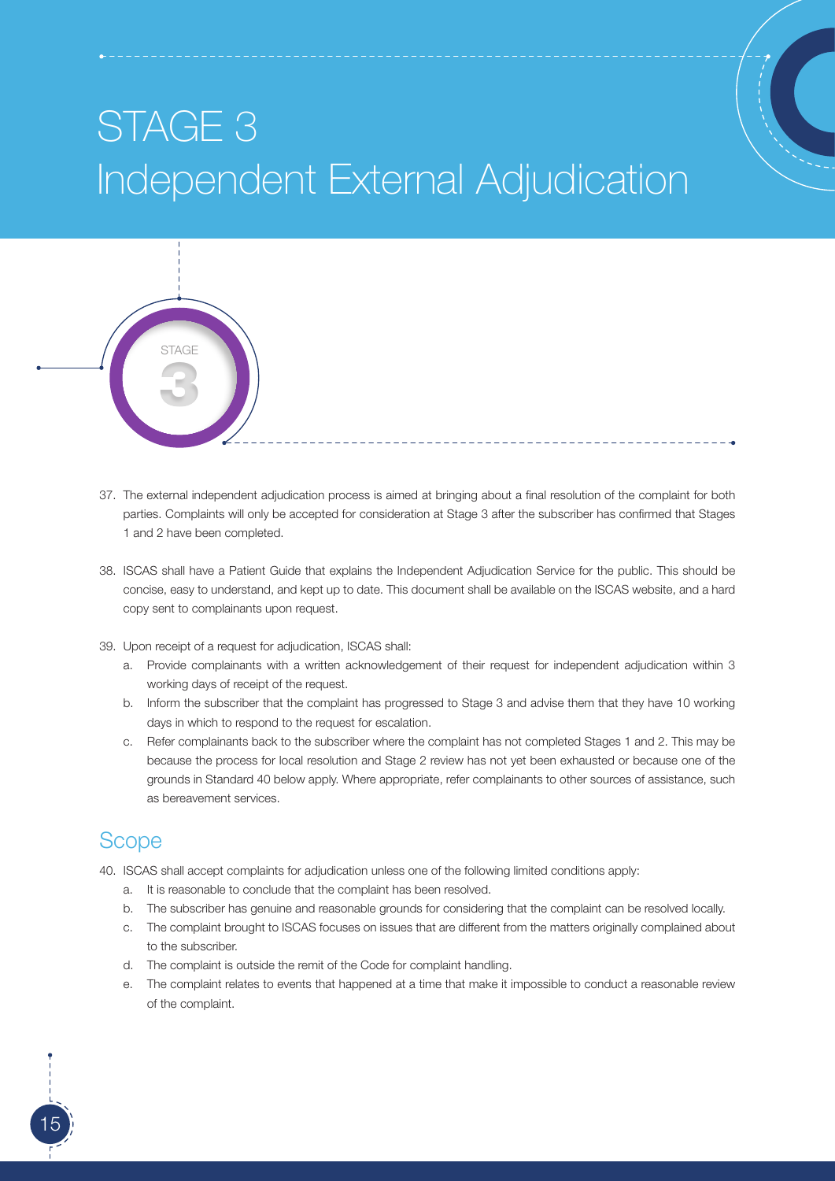# STAGE 3
# Independent External Adjudication

37. The external independent adjudication process is aimed at bringing about a final resolution of the complaint for both parties. Complaints will only be accepted for consideration at Stage 3 after the subscriber has confirmed that Stages 1 and 2 have been completed.

38. ISCAS shall have a Patient Guide that explains the Independent Adjudication Service for the public. This should be concise, easy to understand, and kept up to date. This document shall be available on the ISCAS website, and a hard copy sent to complainants upon request.

39. Upon receipt of a request for adjudication, ISCAS shall:
    a. Provide complainants with a written acknowledgement of their request for independent adjudication within 3 working days of receipt of the request.
    b. Inform the subscriber that the complaint has progressed to Stage 3 and advise them that they have 10 working days in which to respond to the request for escalation.
    c. Refer complainants back to the subscriber where the complaint has not completed Stages 1 and 2. This may be because the process for local resolution and Stage 2 review has not yet been exhausted or because one of the grounds in Standard 40 below apply. Where appropriate, refer complainants to other sources of assistance, such as bereavement services.

## Scope

40. ISCAS shall accept complaints for adjudication unless one of the following limited conditions apply:
    a. It is reasonable to conclude that the complaint has been resolved.
    b. The subscriber has genuine and reasonable grounds for considering that the complaint can be resolved locally.
    c. The complaint brought to ISCAS focuses on issues that are different from the matters originally complained about to the subscriber.
    d. The complaint is outside the remit of the Code for complaint handling.
    e. The complaint relates to events that happened at a time that make it impossible to conduct a reasonable review of the complaint.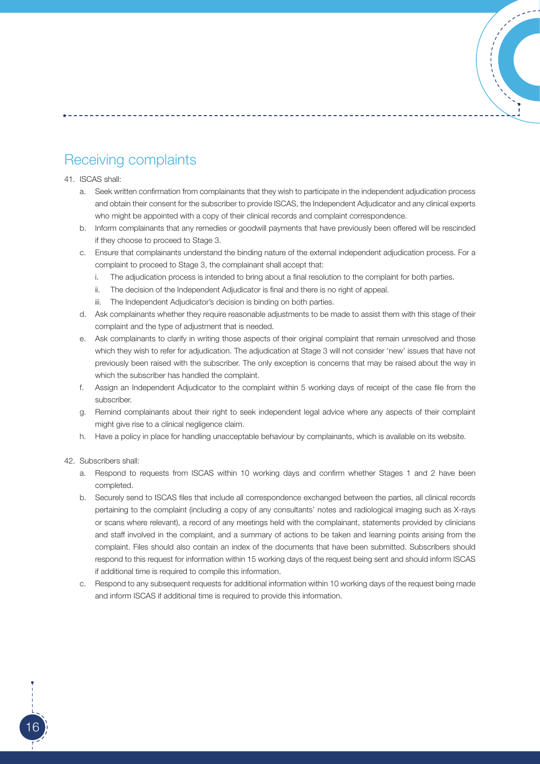## Receiving complaints

41. ISCAS shall:
    a. Seek written confirmation from complainants that they wish to participate in the independent adjudication process and obtain their consent for the subscriber to provide ISCAS, the Independent Adjudicator and any clinical experts who might be appointed with a copy of their clinical records and complaint correspondence.
    b. Inform complainants that any remedies or goodwill payments that have previously been offered will be rescinded if they choose to proceed to Stage 3.
    c. Ensure that complainants understand the binding nature of the external independent adjudication process. For a complaint to proceed to Stage 3, the complainant shall accept that:
        i. The adjudication process is intended to bring about a final resolution to the complaint for both parties.
        ii. The decision of the Independent Adjudicator is final and there is no right of appeal.
        iii. The Independent Adjudicator's decision is binding on both parties.
    d. Ask complainants whether they require reasonable adjustments to be made to assist them with this stage of their complaint and the type of adjustment that is needed.
    e. Ask complainants to clarify in writing those aspects of their original complaint that remain unresolved and those which they wish to refer for adjudication. The adjudication at Stage 3 will not consider 'new' issues that have not previously been raised with the subscriber. The only exception is concerns that may be raised about the way in which the subscriber has handled the complaint.
    f. Assign an Independent Adjudicator to the complaint within 5 working days of receipt of the case file from the subscriber.
    g. Remind complainants about their right to seek independent legal advice where any aspects of their complaint might give rise to a clinical negligence claim.
    h. Have a policy in place for handling unacceptable behaviour by complainants, which is available on its website.

42. Subscribers shall:
    a. Respond to requests from ISCAS within 10 working days and confirm whether Stages 1 and 2 have been completed.
    b. Securely send to ISCAS files that include all correspondence exchanged between the parties, all clinical records pertaining to the complaint (including a copy of any consultants' notes and radiological imaging such as X-rays or scans where relevant), a record of any meetings held with the complainant, statements provided by clinicians and staff involved in the complaint, and a summary of actions to be taken and learning points arising from the complaint. Files should also contain an index of the documents that have been submitted. Subscribers should respond to this request for information within 15 working days of the request being sent and should inform ISCAS if additional time is required to compile this information.
    c. Respond to any subsequent requests for additional information within 10 working days of the request being made and inform ISCAS if additional time is required to provide this information.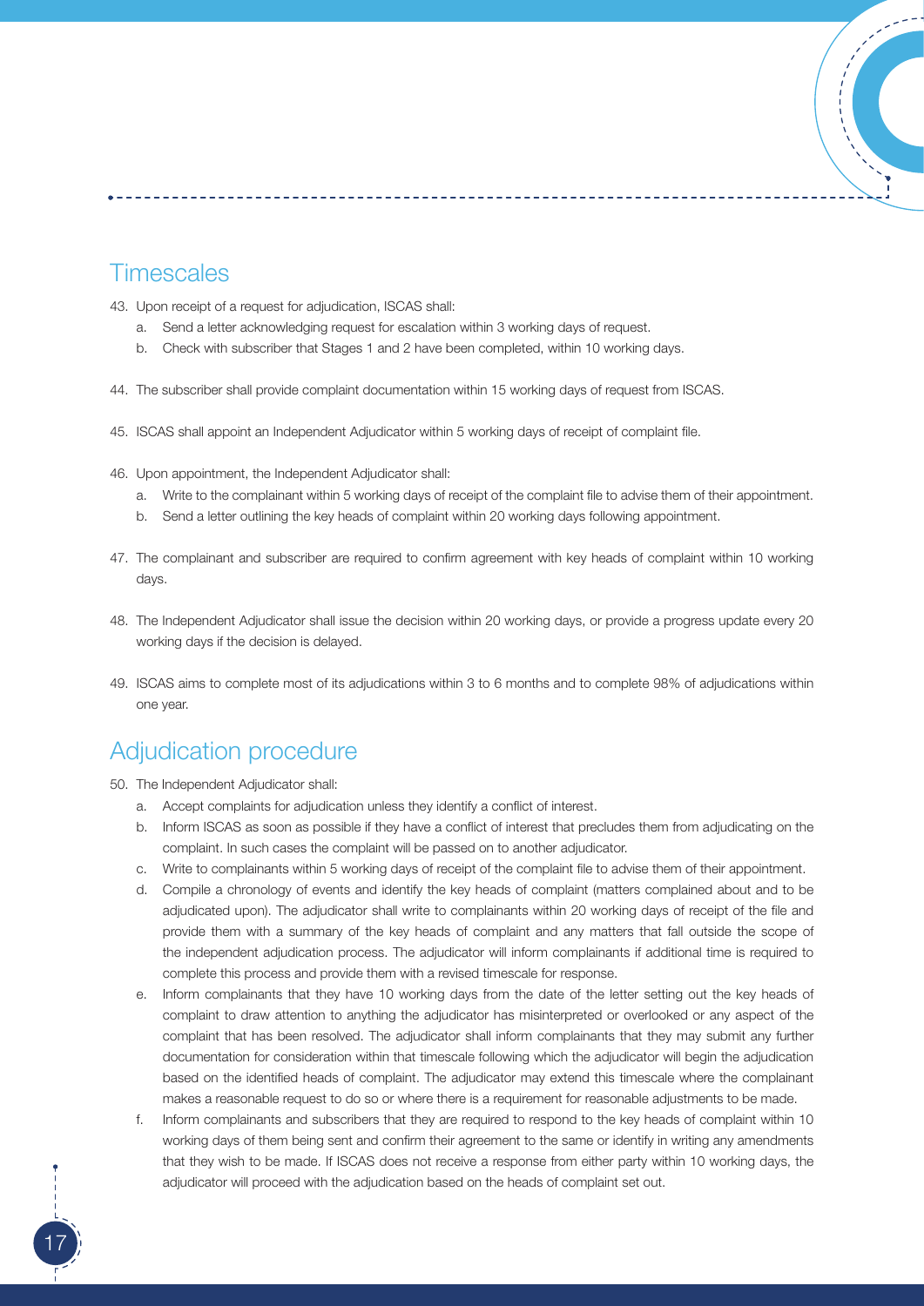## Timescales

43. Upon receipt of a request for adjudication, ISCAS shall:
    a. Send a letter acknowledging request for escalation within 3 working days of request.
    b. Check with subscriber that Stages 1 and 2 have been completed, within 10 working days.

44. The subscriber shall provide complaint documentation within 15 working days of request from ISCAS.

45. ISCAS shall appoint an Independent Adjudicator within 5 working days of receipt of complaint file.

46. Upon appointment, the Independent Adjudicator shall:
    a. Write to the complainant within 5 working days of receipt of the complaint file to advise them of their appointment.
    b. Send a letter outlining the key heads of complaint within 20 working days following appointment.

47. The complainant and subscriber are required to confirm agreement with key heads of complaint within 10 working days.

48. The Independent Adjudicator shall issue the decision within 20 working days, or provide a progress update every 20 working days if the decision is delayed.

49. ISCAS aims to complete most of its adjudications within 3 to 6 months and to complete 98% of adjudications within one year.

## Adjudication procedure

50. The Independent Adjudicator shall:
    a. Accept complaints for adjudication unless they identify a conflict of interest.
    b. Inform ISCAS as soon as possible if they have a conflict of interest that precludes them from adjudicating on the complaint. In such cases the complaint will be passed on to another adjudicator.
    c. Write to complainants within 5 working days of receipt of the complaint file to advise them of their appointment.
    d. Compile a chronology of events and identify the key heads of complaint (matters complained about and to be adjudicated upon). The adjudicator shall write to complainants within 20 working days of receipt of the file and provide them with a summary of the key heads of complaint and any matters that fall outside the scope of the independent adjudication process. The adjudicator will inform complainants if additional time is required to complete this process and provide them with a revised timescale for response.
    e. Inform complainants that they have 10 working days from the date of the letter setting out the key heads of complaint to draw attention to anything the adjudicator has misinterpreted or overlooked or any aspect of the complaint that has been resolved. The adjudicator shall inform complainants that they may submit any further documentation for consideration within that timescale following which the adjudicator will begin the adjudication based on the identified heads of complaint. The adjudicator may extend this timescale where the complainant makes a reasonable request to do so or where there is a requirement for reasonable adjustments to be made.
    f. Inform complainants and subscribers that they are required to respond to the key heads of complaint within 10 working days of them being sent and confirm their agreement to the same or identify in writing any amendments that they wish to be made. If ISCAS does not receive a response from either party within 10 working days, the adjudicator will proceed with the adjudication based on the heads of complaint set out.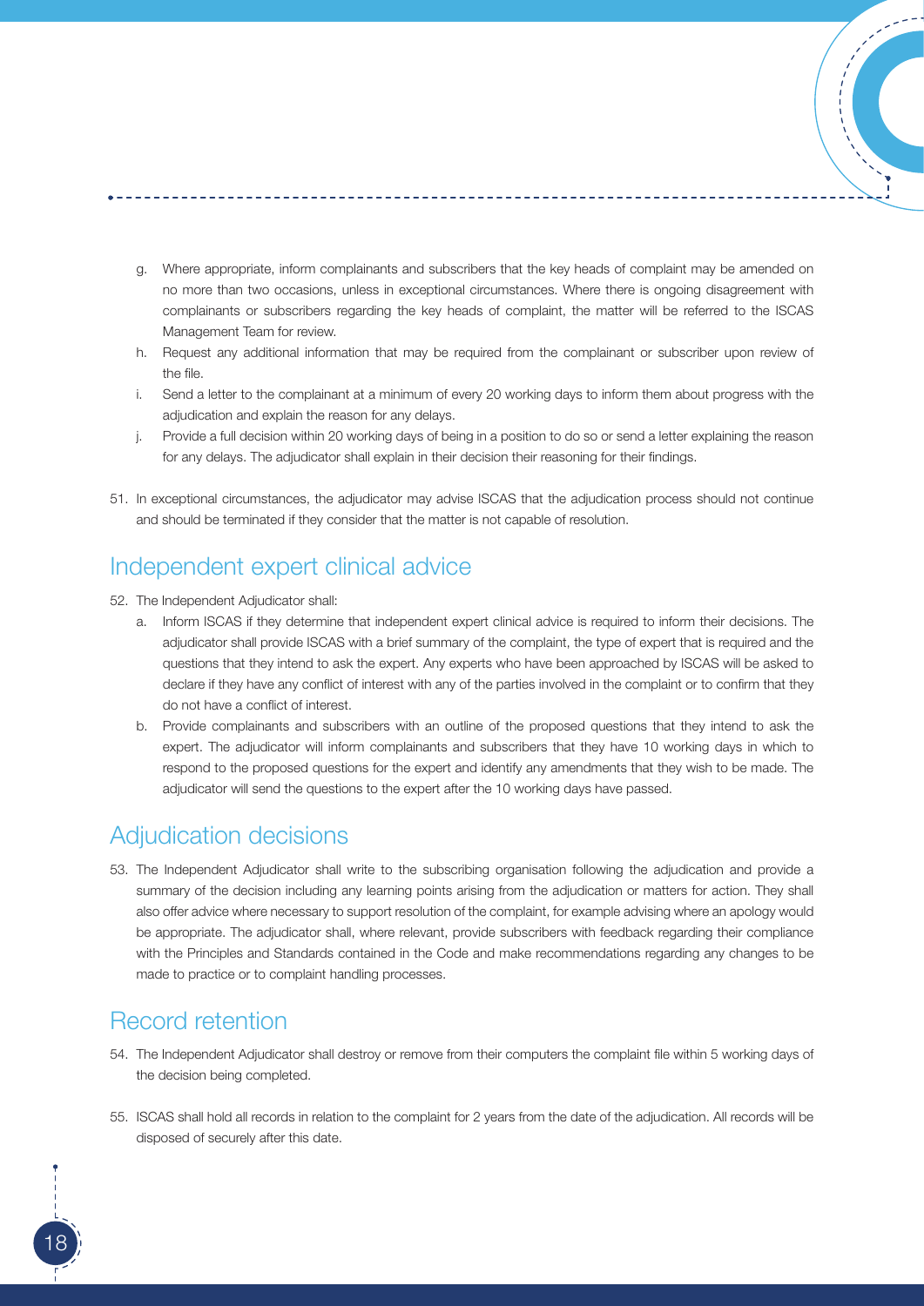g. Where appropriate, inform complainants and subscribers that the key heads of complaint may be amended on no more than two occasions, unless in exceptional circumstances. Where there is ongoing disagreement with complainants or subscribers regarding the key heads of complaint, the matter will be referred to the ISCAS Management Team for review.

h. Request any additional information that may be required from the complainant or subscriber upon review of the file.

i. Send a letter to the complainant at a minimum of every 20 working days to inform them about progress with the adjudication and explain the reason for any delays.

j. Provide a full decision within 20 working days of being in a position to do so or send a letter explaining the reason for any delays. The adjudicator shall explain in their decision their reasoning for their findings.

51. In exceptional circumstances, the adjudicator may advise ISCAS that the adjudication process should not continue and should be terminated if they consider that the matter is not capable of resolution.

## Independent expert clinical advice

52. The Independent Adjudicator shall:

    a. Inform ISCAS if they determine that independent expert clinical advice is required to inform their decisions. The adjudicator shall provide ISCAS with a brief summary of the complaint, the type of expert that is required and the questions that they intend to ask the expert. Any experts who have been approached by ISCAS will be asked to declare if they have any conflict of interest with any of the parties involved in the complaint or to confirm that they do not have a conflict of interest.

    b. Provide complainants and subscribers with an outline of the proposed questions that they intend to ask the expert. The adjudicator will inform complainants and subscribers that they have 10 working days in which to respond to the proposed questions for the expert and identify any amendments that they wish to be made. The adjudicator will send the questions to the expert after the 10 working days have passed.

## Adjudication decisions

53. The Independent Adjudicator shall write to the subscribing organisation following the adjudication and provide a summary of the decision including any learning points arising from the adjudication or matters for action. They shall also offer advice where necessary to support resolution of the complaint, for example advising where an apology would be appropriate. The adjudicator shall, where relevant, provide subscribers with feedback regarding their compliance with the Principles and Standards contained in the Code and make recommendations regarding any changes to be made to practice or to complaint handling processes.

## Record retention

54. The Independent Adjudicator shall destroy or remove from their computers the complaint file within 5 working days of the decision being completed.

55. ISCAS shall hold all records in relation to the complaint for 2 years from the date of the adjudication. All records will be disposed of securely after this date.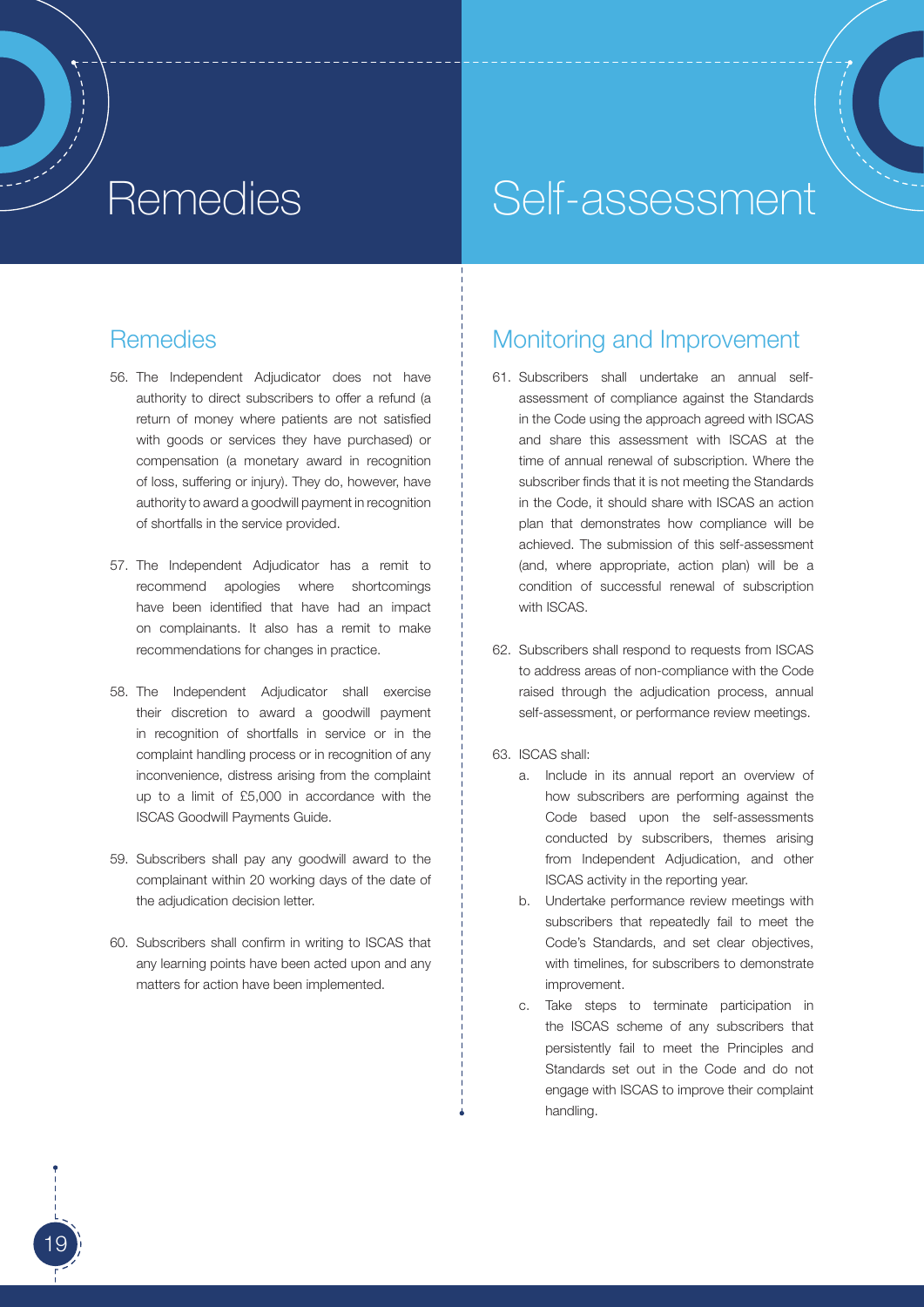# Remedies

## Remedies

56. The Independent Adjudicator does not have authority to direct subscribers to offer a refund (a return of money where patients are not satisfied with goods or services they have purchased) or compensation (a monetary award in recognition of loss, suffering or injury). They do, however, have authority to award a goodwill payment in recognition of shortfalls in the service provided.

57. The Independent Adjudicator has a remit to recommend apologies where shortcomings have been identified that have had an impact on complainants. It also has a remit to make recommendations for changes in practice.

58. The Independent Adjudicator shall exercise their discretion to award a goodwill payment in recognition of shortfalls in service or in the complaint handling process or in recognition of any inconvenience, distress arising from the complaint up to a limit of £5,000 in accordance with the ISCAS Goodwill Payments Guide.

59. Subscribers shall pay any goodwill award to the complainant within 20 working days of the date of the adjudication decision letter.

60. Subscribers shall confirm in writing to ISCAS that any learning points have been acted upon and any matters for action have been implemented.

# Self-assessment

## Monitoring and Improvement

61. Subscribers shall undertake an annual self-assessment of compliance against the Standards in the Code using the approach agreed with ISCAS and share this assessment with ISCAS at the time of annual renewal of subscription. Where the subscriber finds that it is not meeting the Standards in the Code, it should share with ISCAS an action plan that demonstrates how compliance will be achieved. The submission of this self-assessment (and, where appropriate, action plan) will be a condition of successful renewal of subscription with ISCAS.

62. Subscribers shall respond to requests from ISCAS to address areas of non-compliance with the Code raised through the adjudication process, annual self-assessment, or performance review meetings.

63. ISCAS shall:
    a. Include in its annual report an overview of how subscribers are performing against the Code based upon the self-assessments conducted by subscribers, themes arising from Independent Adjudication, and other ISCAS activity in the reporting year.
    b. Undertake performance review meetings with subscribers that repeatedly fail to meet the Code's Standards, and set clear objectives, with timelines, for subscribers to demonstrate improvement.
    c. Take steps to terminate participation in the ISCAS scheme of any subscribers that persistently fail to meet the Principles and Standards set out in the Code and do not engage with ISCAS to improve their complaint handling.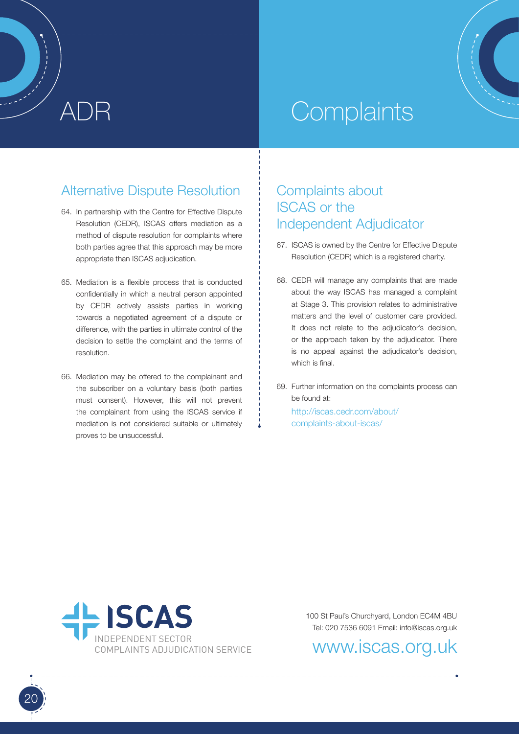# ADR

## Alternative Dispute Resolution

64. In partnership with the Centre for Effective Dispute Resolution (CEDR), ISCAS offers mediation as a method of dispute resolution for complaints where both parties agree that this approach may be more appropriate than ISCAS adjudication.

65. Mediation is a flexible process that is conducted confidentially in which a neutral person appointed by CEDR actively assists parties in working towards a negotiated agreement of a dispute or difference, with the parties in ultimate control of the decision to settle the complaint and the terms of resolution.

66. Mediation may be offered to the complainant and the subscriber on a voluntary basis (both parties must consent). However, this will not prevent the complainant from using the ISCAS service if mediation is not considered suitable or ultimately proves to be unsuccessful.

# Complaints

## Complaints about ISCAS or the Independent Adjudicator

67. ISCAS is owned by the Centre for Effective Dispute Resolution (CEDR) which is a registered charity.

68. CEDR will manage any complaints that are made about the way ISCAS has managed a complaint at Stage 3. This provision relates to administrative matters and the level of customer care provided. It does not relate to the adjudicator's decision, or the approach taken by the adjudicator. There is no appeal against the adjudicator's decision, which is final.

69. Further information on the complaints process can be found at:

   http://iscas.cedr.com/about/complaints-about-iscas/

ISCAS
INDEPENDENT SECTOR COMPLAINTS ADJUDICATION SERVICE

100 St Paul's Churchyard, London EC4M 4BU
Tel: 020 7536 6091 Email: info@iscas.org.uk

www.iscas.org.uk